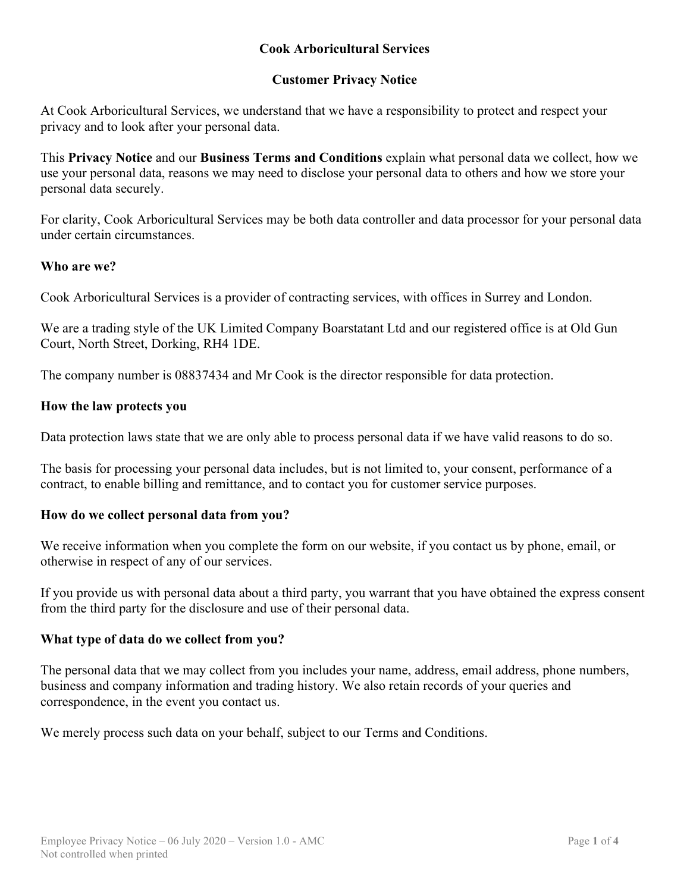# Cook Arboricultural Services

## Customer Privacy Notice

At Cook Arboricultural Services, we understand that we have a responsibility to protect and respect your privacy and to look after your personal data.

This **Privacy Notice** and our **Business Terms and Conditions** explain what personal data we collect, how we use your personal data, reasons we may need to disclose your personal data to others and how we store your personal data securely.

For clarity, Cook Arboricultural Services may be both data controller and data processor for your personal data under certain circumstances.

### Who are we?

Cook Arboricultural Services is a provider of contracting services, with offices in Surrey and London.

We are a trading style of the UK Limited Company Boarstatant Ltd and our registered office is at Old Gun Court, North Street, Dorking, RH4 1DE.

The company number is 08837434 and Mr Cook is the director responsible for data protection.

### How the law protects you

Data protection laws state that we are only able to process personal data if we have valid reasons to do so.

The basis for processing your personal data includes, but is not limited to, your consent, performance of a contract, to enable billing and remittance, and to contact you for customer service purposes.

### How do we collect personal data from you?

We receive information when you complete the form on our website, if you contact us by phone, email, or otherwise in respect of any of our services.

If you provide us with personal data about a third party, you warrant that you have obtained the express consent from the third party for the disclosure and use of their personal data.

### What type of data do we collect from you?

The personal data that we may collect from you includes your name, address, email address, phone numbers, business and company information and trading history. We also retain records of your queries and correspondence, in the event you contact us.

We merely process such data on your behalf, subject to our Terms and Conditions.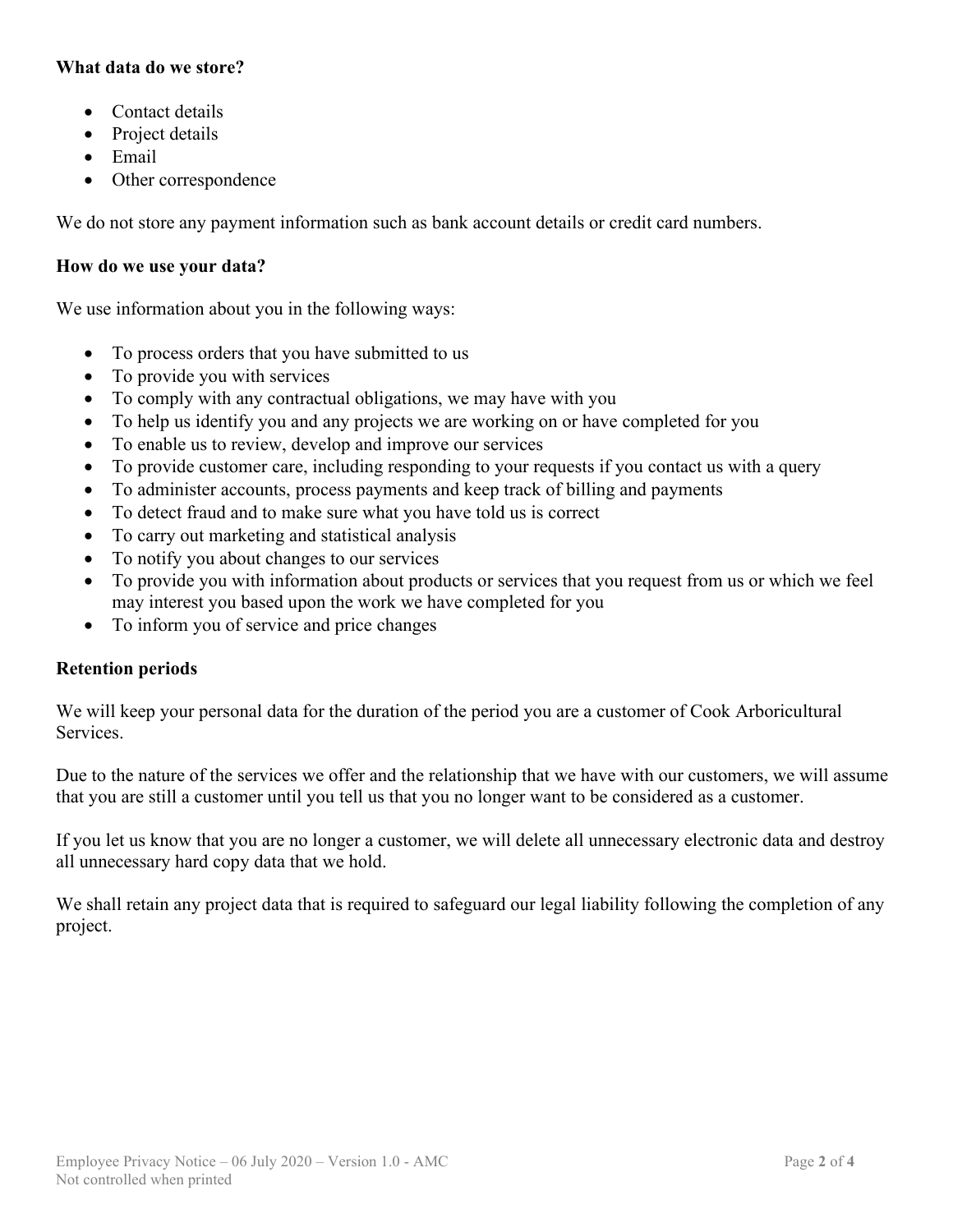**What data do we store?**

- Contact details
- Project details
- Email
- Other correspondence

We do not store any payment information such as bank account details or credit card numbers.

**How do we use your data?**

We use information about you in the following ways:

- To process orders that you have submitted to us
- To provide you with services
- To comply with any contractual obligations, we may have with you
- To help us identify you and any projects we are working on or have completed for you
- To enable us to review, develop and improve our services
- To provide customer care, including responding to your requests if you contact us with a query
- To administer accounts, process payments and keep track of billing and payments
- To detect fraud and to make sure what you have told us is correct
- To carry out marketing and statistical analysis
- To notify you about changes to our services
- To provide you with information about products or services that you request from us or which we feel may interest you based upon the work we have completed for you
- To inform you of service and price changes

**Retention periods**

We will keep your personal data for the duration of the period you are a customer of Cook Arboricultural Services.

Due to the nature of the services we offer and the relationship that we have with our customers, we will assume that you are still a customer until you tell us that you no longer want to be considered as a customer.

If you let us know that you are no longer a customer, we will delete all unnecessary electronic data and destroy all unnecessary hard copy data that we hold.

We shall retain any project data that is required to safeguard our legal liability following the completion of any project.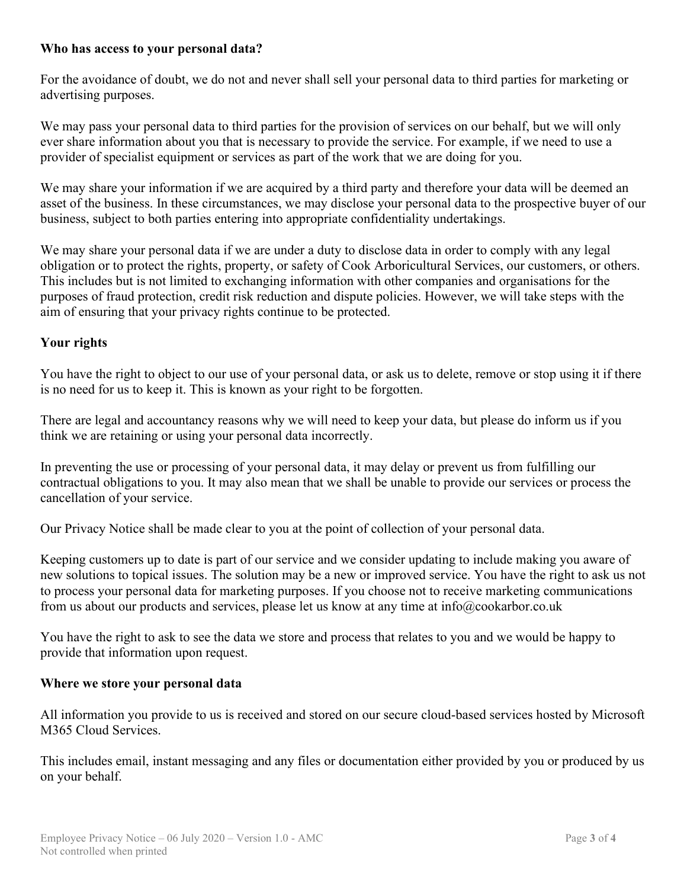**Who has access to your personal data?**

For the avoidance of doubt, we do not and never shall sell your personal data to third parties for marketing or advertising purposes.

We may pass your personal data to third parties for the provision of services on our behalf, but we will only ever share information about you that is necessary to provide the service. For example, if we need to use a provider of specialist equipment or services as part of the work that we are doing for you.

We may share your information if we are acquired by a third party and therefore your data will be deemed an asset of the business. In these circumstances, we may disclose your personal data to the prospective buyer of our business, subject to both parties entering into appropriate confidentiality undertakings.

We may share your personal data if we are under a duty to disclose data in order to comply with any legal obligation or to protect the rights, property, or safety of Cook Arboricultural Services, our customers, or others. This includes but is not limited to exchanging information with other companies and organisations for the purposes of fraud protection, credit risk reduction and dispute policies. However, we will take steps with the aim of ensuring that your privacy rights continue to be protected.

**Your rights**

You have the right to object to our use of your personal data, or ask us to delete, remove or stop using it if there is no need for us to keep it. This is known as your right to be forgotten.

There are legal and accountancy reasons why we will need to keep your data, but please do inform us if you think we are retaining or using your personal data incorrectly.

In preventing the use or processing of your personal data, it may delay or prevent us from fulfilling our contractual obligations to you. It may also mean that we shall be unable to provide our services or process the cancellation of your service.

Our Privacy Notice shall be made clear to you at the point of collection of your personal data.

Keeping customers up to date is part of our service and we consider updating to include making you aware of new solutions to topical issues. The solution may be a new or improved service. You have the right to ask us not to process your personal data for marketing purposes. If you choose not to receive marketing communications from us about our products and services, please let us know at any time at info@cookarbor.co.uk

You have the right to ask to see the data we store and process that relates to you and we would be happy to provide that information upon request.

**Where we store your personal data**

All information you provide to us is received and stored on our secure cloud-based services hosted by Microsoft M365 Cloud Services.

This includes email, instant messaging and any files or documentation either provided by you or produced by us on your behalf.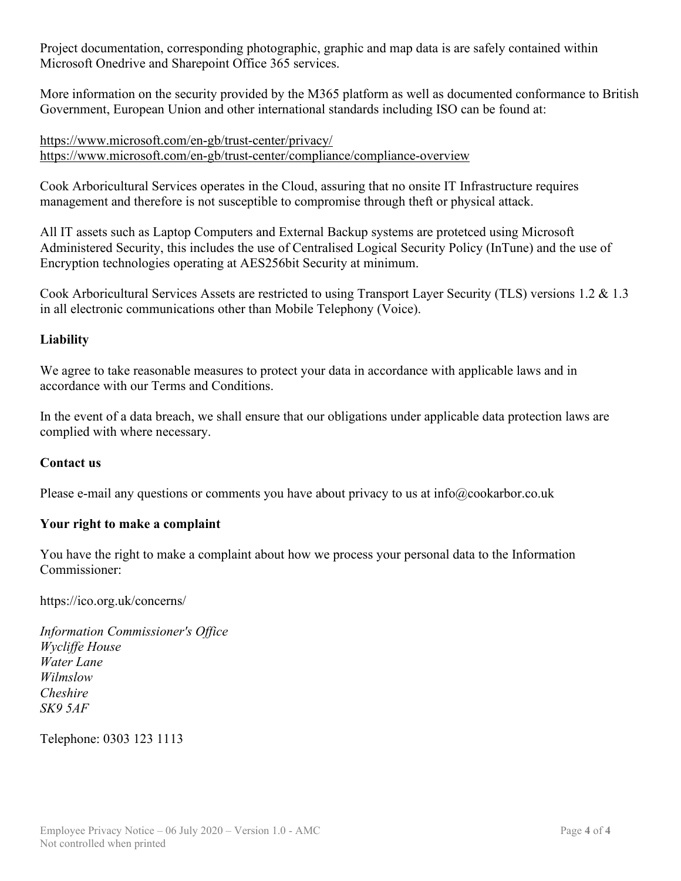Project documentation, corresponding photographic, graphic and map data is are safely contained within Microsoft Onedrive and Sharepoint Office 365 services.

More information on the security provided by the M365 platform as well as documented conformance to British Government, European Union and other international standards including ISO can be found at:

https://www.microsoft.com/en-gb/trust-center/privacy/
https://www.microsoft.com/en-gb/trust-center/compliance/compliance-overview

Cook Arboricultural Services operates in the Cloud, assuring that no onsite IT Infrastructure requires management and therefore is not susceptible to compromise through theft or physical attack.

All IT assets such as Laptop Computers and External Backup systems are protetced using Microsoft Administered Security, this includes the use of Centralised Logical Security Policy (InTune) and the use of Encryption technologies operating at AES256bit Security at minimum.

Cook Arboricultural Services Assets are restricted to using Transport Layer Security (TLS) versions 1.2 & 1.3 in all electronic communications other than Mobile Telephony (Voice).

**Liability**

We agree to take reasonable measures to protect your data in accordance with applicable laws and in accordance with our Terms and Conditions.

In the event of a data breach, we shall ensure that our obligations under applicable data protection laws are complied with where necessary.

**Contact us**

Please e-mail any questions or comments you have about privacy to us at info@cookarbor.co.uk

**Your right to make a complaint**

You have the right to make a complaint about how we process your personal data to the Information Commissioner:

https://ico.org.uk/concerns/

*Information Commissioner's Office*
*Wycliffe House*
*Water Lane*
*Wilmslow*
*Cheshire*
*SK9 5AF*

Telephone: 0303 123 1113

Employee Privacy Notice – 06 July 2020 – Version 1.0 - AMC
Not controlled when printed